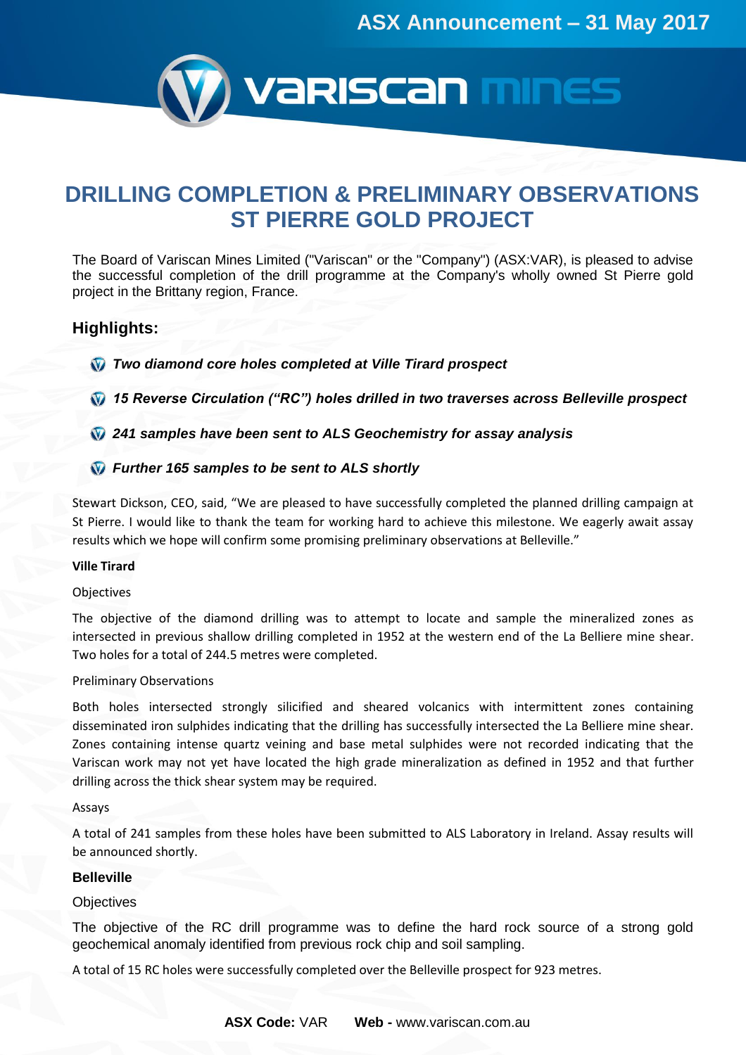ASX Announcement – 31 May 2017

# DRILLING COMPLETION & PRELIMINARY OBSERVATIONS ST PIERRE GOLD PROJECT

The Board of Variscan Mines Limited ("Variscan" or the "Company") (ASX:VAR), is pleased to advise the successful completion of the drill programme at the Company's wholly owned St Pierre gold project in the Brittany region, France.

## Highlights:

- ***Two diamond core holes completed at Ville Tirard prospect***
- ***15 Reverse Circulation ("RC") holes drilled in two traverses across Belleville prospect***
- ***241 samples have been sent to ALS Geochemistry for assay analysis***
- ***Further 165 samples to be sent to ALS shortly***

Stewart Dickson, CEO, said, "We are pleased to have successfully completed the planned drilling campaign at St Pierre. I would like to thank the team for working hard to achieve this milestone. We eagerly await assay results which we hope will confirm some promising preliminary observations at Belleville."

### Ville Tirard

Objectives

The objective of the diamond drilling was to attempt to locate and sample the mineralized zones as intersected in previous shallow drilling completed in 1952 at the western end of the La Belliere mine shear. Two holes for a total of 244.5 metres were completed.

Preliminary Observations

Both holes intersected strongly silicified and sheared volcanics with intermittent zones containing disseminated iron sulphides indicating that the drilling has successfully intersected the La Belliere mine shear. Zones containing intense quartz veining and base metal sulphides were not recorded indicating that the Variscan work may not yet have located the high grade mineralization as defined in 1952 and that further drilling across the thick shear system may be required.

Assays

A total of 241 samples from these holes have been submitted to ALS Laboratory in Ireland. Assay results will be announced shortly.

### Belleville

Objectives

The objective of the RC drill programme was to define the hard rock source of a strong gold geochemical anomaly identified from previous rock chip and soil sampling.

A total of 15 RC holes were successfully completed over the Belleville prospect for 923 metres.

**ASX Code:** VAR **Web -** www.variscan.com.au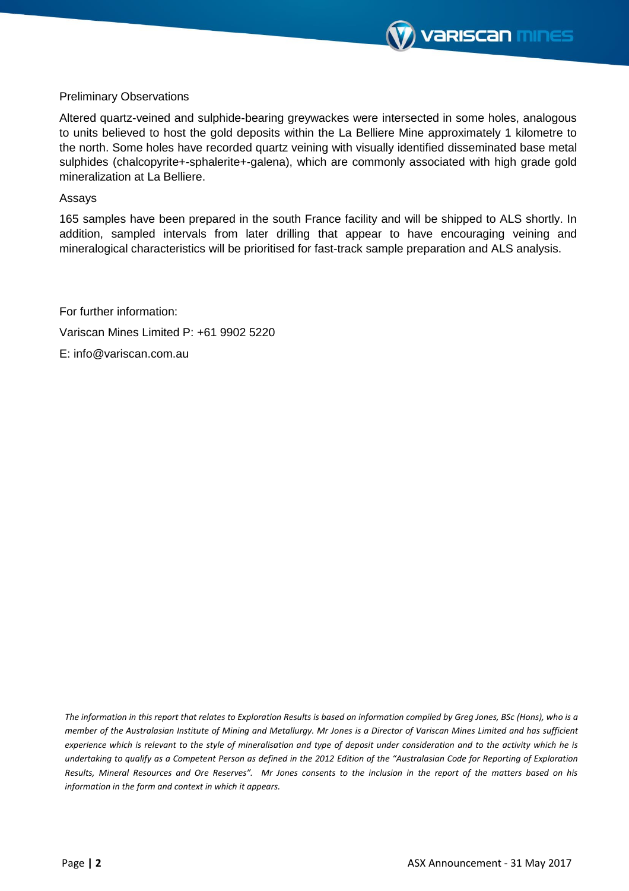### Preliminary Observations

Altered quartz-veined and sulphide-bearing greywackes were intersected in some holes, analogous to units believed to host the gold deposits within the La Belliere Mine approximately 1 kilometre to the north. Some holes have recorded quartz veining with visually identified disseminated base metal sulphides (chalcopyrite+-sphalerite+-galena), which are commonly associated with high grade gold mineralization at La Belliere.

### Assays

165 samples have been prepared in the south France facility and will be shipped to ALS shortly. In addition, sampled intervals from later drilling that appear to have encouraging veining and mineralogical characteristics will be prioritised for fast-track sample preparation and ALS analysis.

For further information:

Variscan Mines Limited P: +61 9902 5220

E: info@variscan.com.au

*The information in this report that relates to Exploration Results is based on information compiled by Greg Jones, BSc (Hons), who is a member of the Australasian Institute of Mining and Metallurgy. Mr Jones is a Director of Variscan Mines Limited and has sufficient experience which is relevant to the style of mineralisation and type of deposit under consideration and to the activity which he is undertaking to qualify as a Competent Person as defined in the 2012 Edition of the "Australasian Code for Reporting of Exploration Results, Mineral Resources and Ore Reserves". Mr Jones consents to the inclusion in the report of the matters based on his information in the form and context in which it appears.*